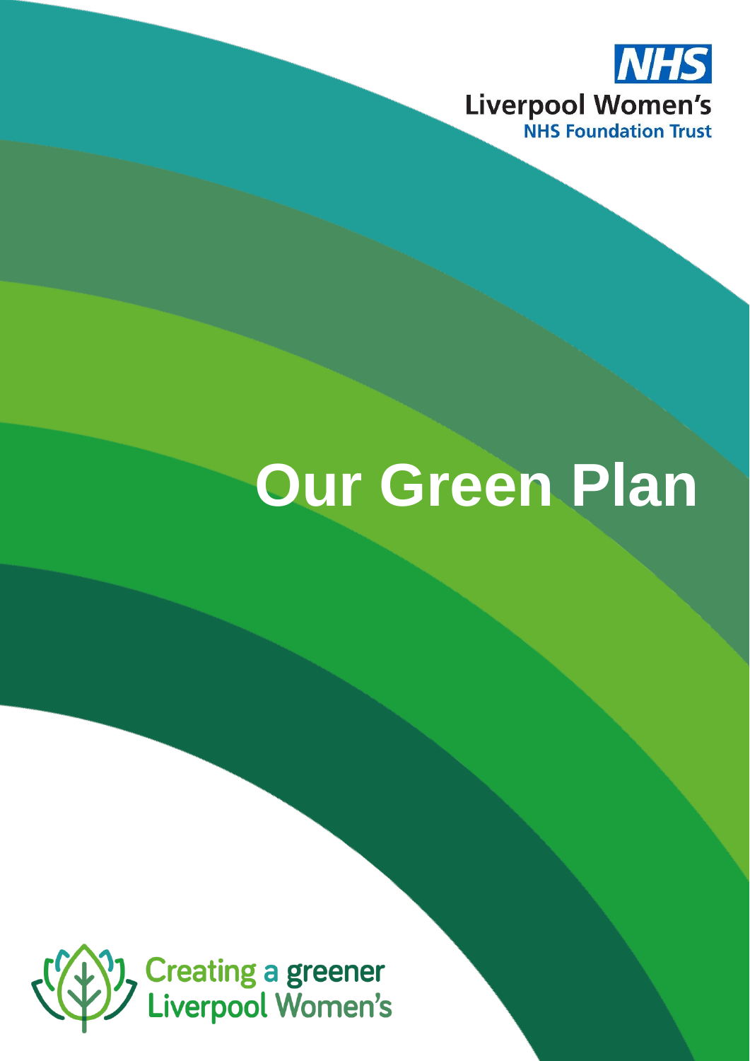NHS

Liverpool Women's

NHS Foundation Trust

# Our Green Plan

Creating a greener Liverpool Women's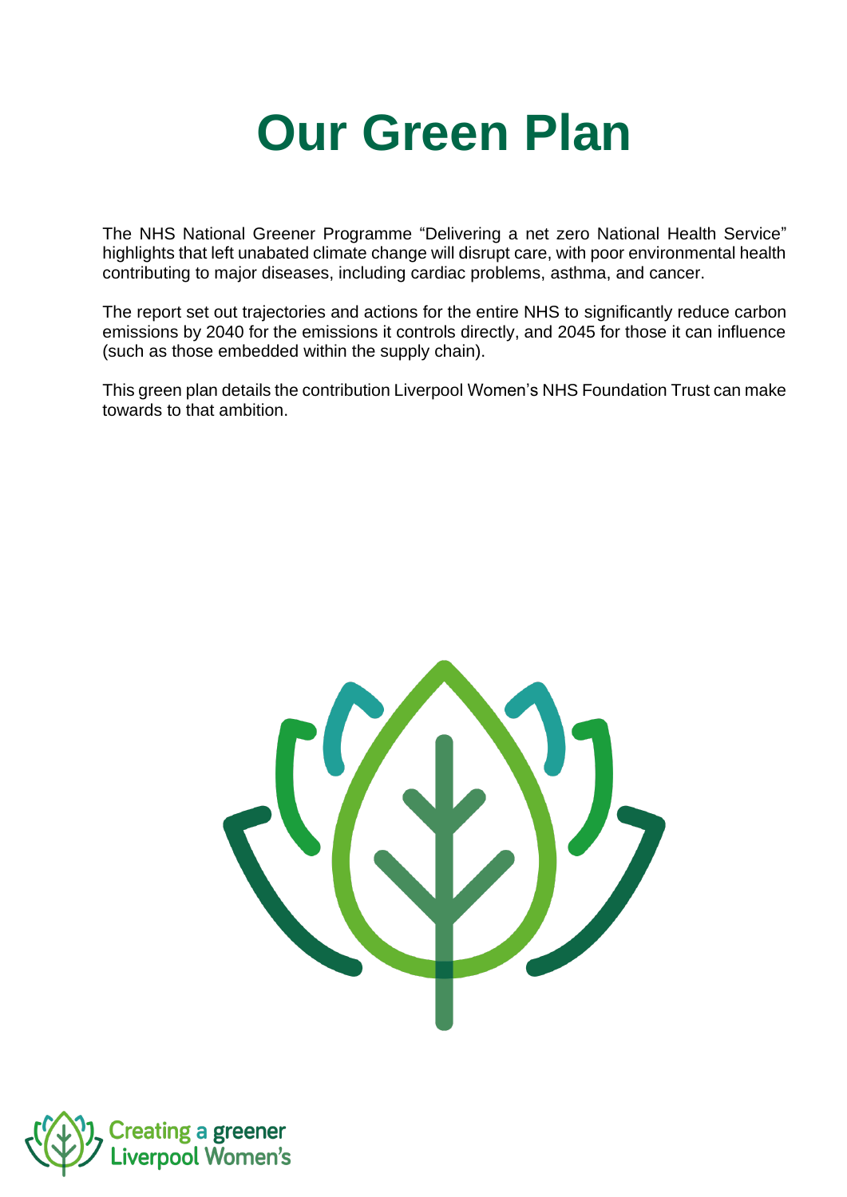# Our Green Plan

The NHS National Greener Programme "Delivering a net zero National Health Service" highlights that left unabated climate change will disrupt care, with poor environmental health contributing to major diseases, including cardiac problems, asthma, and cancer.

The report set out trajectories and actions for the entire NHS to significantly reduce carbon emissions by 2040 for the emissions it controls directly, and 2045 for those it can influence (such as those embedded within the supply chain).

This green plan details the contribution Liverpool Women's NHS Foundation Trust can make towards to that ambition.

Creating a greener Liverpool Women's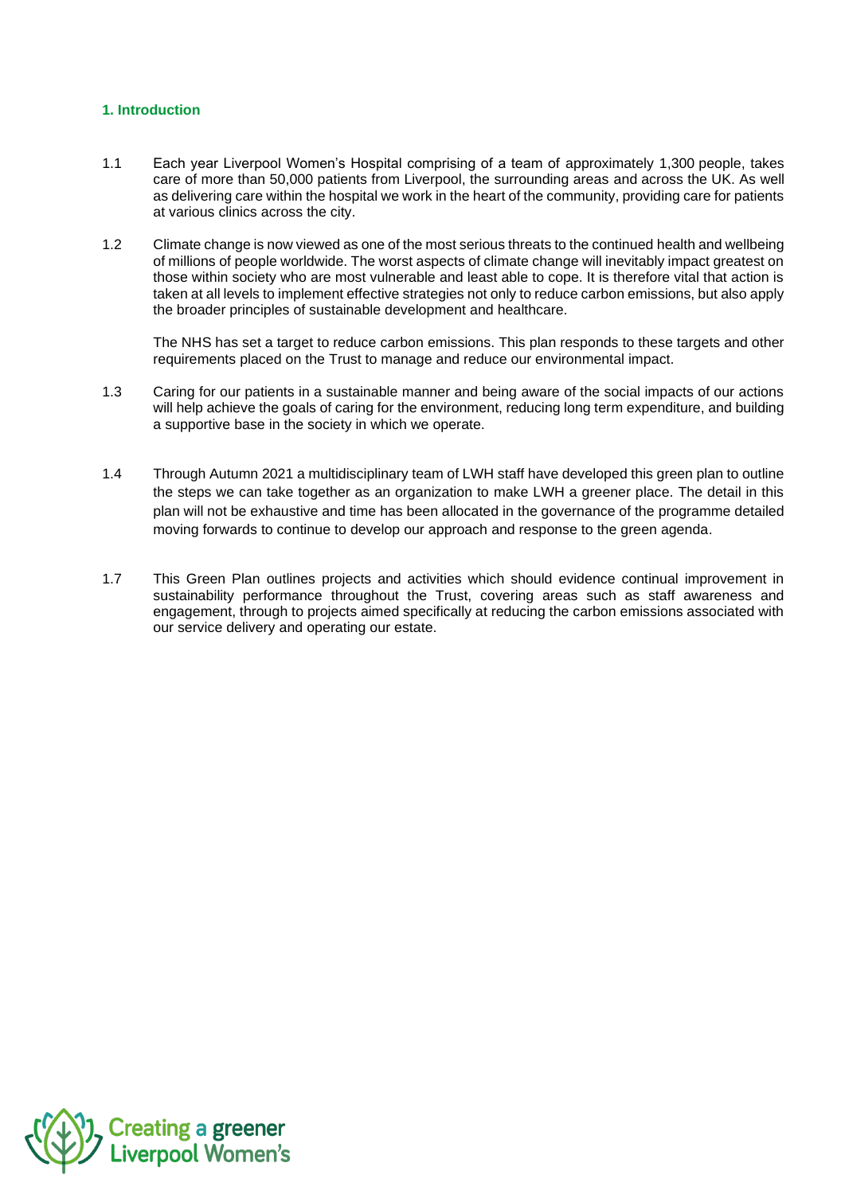## 1. Introduction

1.1 Each year Liverpool Women's Hospital comprising of a team of approximately 1,300 people, takes care of more than 50,000 patients from Liverpool, the surrounding areas and across the UK. As well as delivering care within the hospital we work in the heart of the community, providing care for patients at various clinics across the city.

1.2 Climate change is now viewed as one of the most serious threats to the continued health and wellbeing of millions of people worldwide. The worst aspects of climate change will inevitably impact greatest on those within society who are most vulnerable and least able to cope. It is therefore vital that action is taken at all levels to implement effective strategies not only to reduce carbon emissions, but also apply the broader principles of sustainable development and healthcare.

The NHS has set a target to reduce carbon emissions. This plan responds to these targets and other requirements placed on the Trust to manage and reduce our environmental impact.

1.3 Caring for our patients in a sustainable manner and being aware of the social impacts of our actions will help achieve the goals of caring for the environment, reducing long term expenditure, and building a supportive base in the society in which we operate.

1.4 Through Autumn 2021 a multidisciplinary team of LWH staff have developed this green plan to outline the steps we can take together as an organization to make LWH a greener place. The detail in this plan will not be exhaustive and time has been allocated in the governance of the programme detailed moving forwards to continue to develop our approach and response to the green agenda.

1.7 This Green Plan outlines projects and activities which should evidence continual improvement in sustainability performance throughout the Trust, covering areas such as staff awareness and engagement, through to projects aimed specifically at reducing the carbon emissions associated with our service delivery and operating our estate.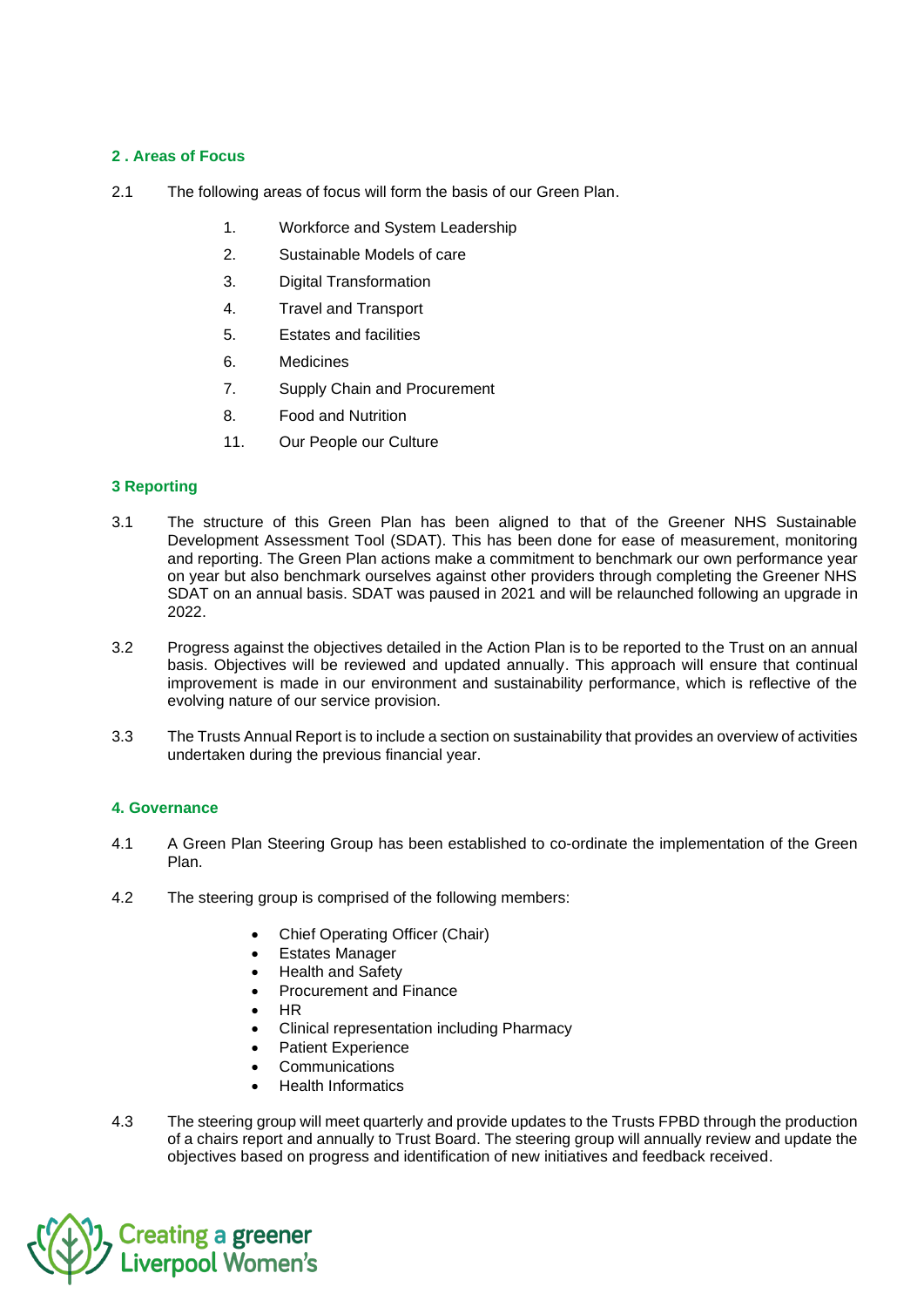## 2 . Areas of Focus

2.1 The following areas of focus will form the basis of our Green Plan.

1. Workforce and System Leadership
2. Sustainable Models of care
3. Digital Transformation
4. Travel and Transport
5. Estates and facilities
6. Medicines
7. Supply Chain and Procurement
8. Food and Nutrition
11. Our People our Culture

## 3 Reporting

3.1 The structure of this Green Plan has been aligned to that of the Greener NHS Sustainable Development Assessment Tool (SDAT). This has been done for ease of measurement, monitoring and reporting. The Green Plan actions make a commitment to benchmark our own performance year on year but also benchmark ourselves against other providers through completing the Greener NHS SDAT on an annual basis. SDAT was paused in 2021 and will be relaunched following an upgrade in 2022.

3.2 Progress against the objectives detailed in the Action Plan is to be reported to the Trust on an annual basis. Objectives will be reviewed and updated annually. This approach will ensure that continual improvement is made in our environment and sustainability performance, which is reflective of the evolving nature of our service provision.

3.3 The Trusts Annual Report is to include a section on sustainability that provides an overview of activities undertaken during the previous financial year.

## 4. Governance

4.1 A Green Plan Steering Group has been established to co-ordinate the implementation of the Green Plan.

4.2 The steering group is comprised of the following members:

- Chief Operating Officer (Chair)
- Estates Manager
- Health and Safety
- Procurement and Finance
- HR
- Clinical representation including Pharmacy
- Patient Experience
- Communications
- Health Informatics

4.3 The steering group will meet quarterly and provide updates to the Trusts FPBD through the production of a chairs report and annually to Trust Board. The steering group will annually review and update the objectives based on progress and identification of new initiatives and feedback received.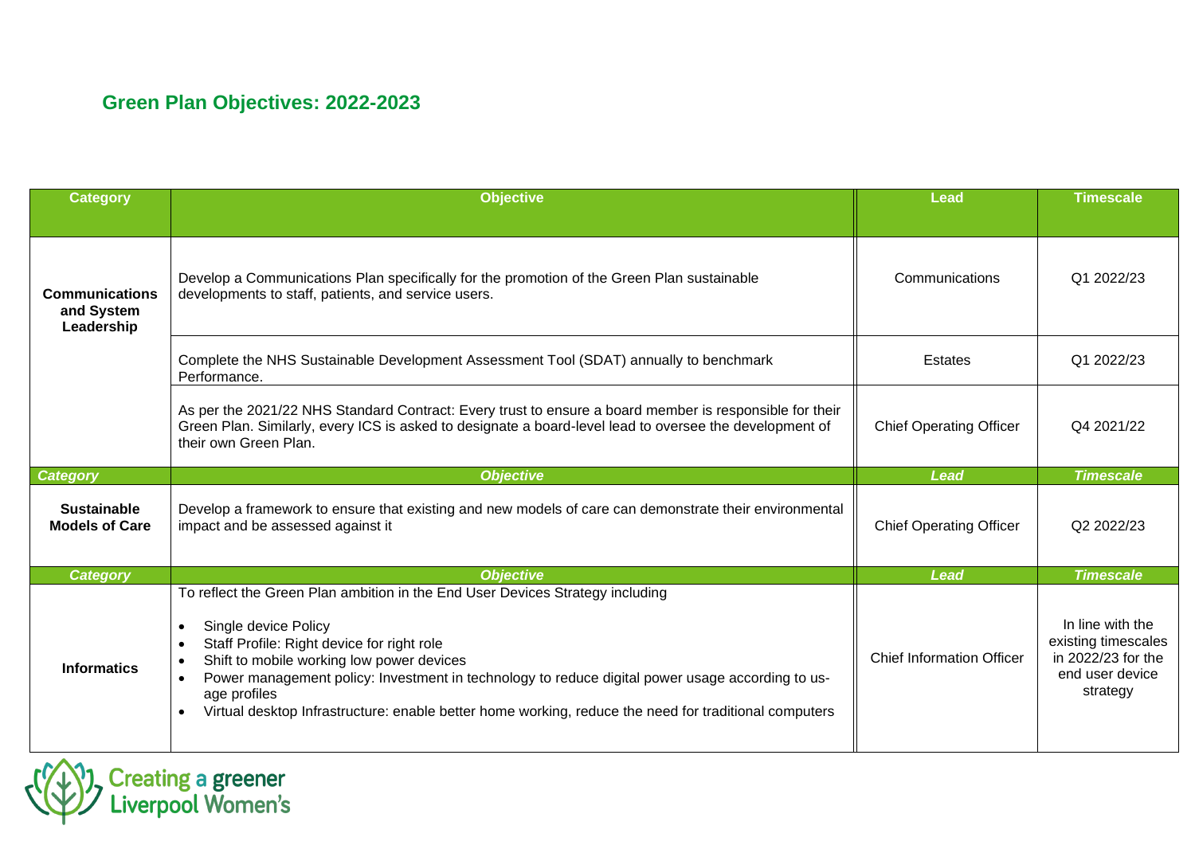## Green Plan Objectives: 2022-2023

| Category | Objective | Lead | Timescale |
|---|---|---|---|
| **Communications and System Leadership** | Develop a Communications Plan specifically for the promotion of the Green Plan sustainable developments to staff, patients, and service users. | Communications | Q1 2022/23 |
| | Complete the NHS Sustainable Development Assessment Tool (SDAT) annually to benchmark Performance. | Estates | Q1 2022/23 |
| | As per the 2021/22 NHS Standard Contract: Every trust to ensure a board member is responsible for their Green Plan. Similarly, every ICS is asked to designate a board-level lead to oversee the development of their own Green Plan. | Chief Operating Officer | Q4 2021/22 |
| ***Category*** | ***Objective*** | ***Lead*** | ***Timescale*** |
| **Sustainable Models of Care** | Develop a framework to ensure that existing and new models of care can demonstrate their environmental impact and be assessed against it | Chief Operating Officer | Q2 2022/23 |
| ***Category*** | ***Objective*** | ***Lead*** | ***Timescale*** |
| **Informatics** | To reflect the Green Plan ambition in the End User Devices Strategy including<br>• Single device Policy<br>• Staff Profile: Right device for right role<br>• Shift to mobile working low power devices<br>• Power management policy: Investment in technology to reduce digital power usage according to usage profiles<br>• Virtual desktop Infrastructure: enable better home working, reduce the need for traditional computers | Chief Information Officer | In line with the existing timescales in 2022/23 for the end user device strategy |

Creating a greener Liverpool Women's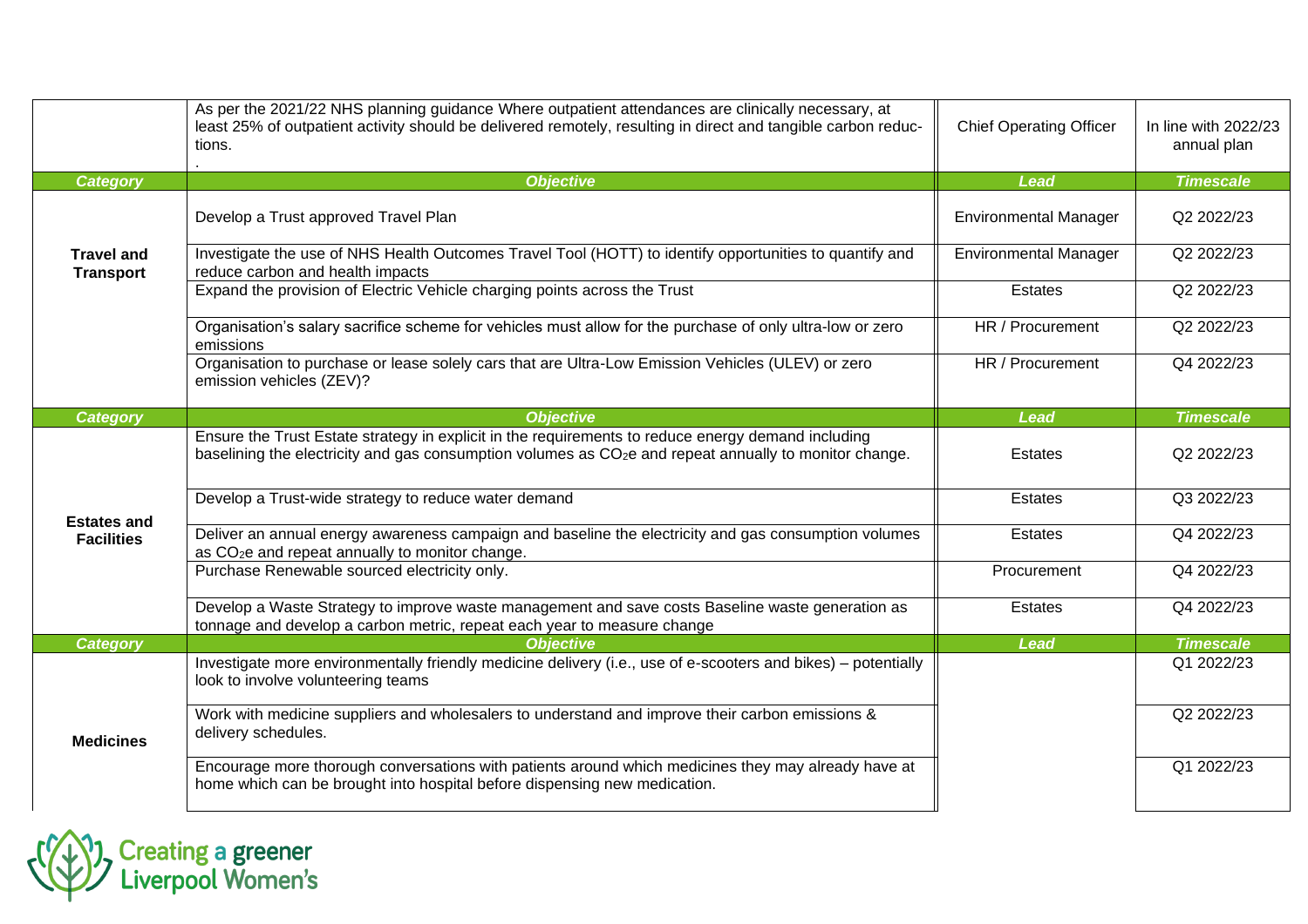| | | | |
|---|---|---|---|
| | As per the 2021/22 NHS planning guidance Where outpatient attendances are clinically necessary, at least 25% of outpatient activity should be delivered remotely, resulting in direct and tangible carbon reductions. . | Chief Operating Officer | In line with 2022/23 annual plan |
| **Category** | **Objective** | **Lead** | **Timescale** |
| **Travel and Transport** | Develop a Trust approved Travel Plan | Environmental Manager | Q2 2022/23 |
| | Investigate the use of NHS Health Outcomes Travel Tool (HOTT) to identify opportunities to quantify and reduce carbon and health impacts | Environmental Manager | Q2 2022/23 |
| | Expand the provision of Electric Vehicle charging points across the Trust | Estates | Q2 2022/23 |
| | Organisation's salary sacrifice scheme for vehicles must allow for the purchase of only ultra-low or zero emissions | HR / Procurement | Q2 2022/23 |
| | Organisation to purchase or lease solely cars that are Ultra-Low Emission Vehicles (ULEV) or zero emission vehicles (ZEV)? | HR / Procurement | Q4 2022/23 |
| **Category** | **Objective** | **Lead** | **Timescale** |
| **Estates and Facilities** | Ensure the Trust Estate strategy in explicit in the requirements to reduce energy demand including baselining the electricity and gas consumption volumes as $CO_2e$ and repeat annually to monitor change. | Estates | Q2 2022/23 |
| | Develop a Trust-wide strategy to reduce water demand | Estates | Q3 2022/23 |
| | Deliver an annual energy awareness campaign and baseline the electricity and gas consumption volumes as $CO_2e$ and repeat annually to monitor change. | Estates | Q4 2022/23 |
| | Purchase Renewable sourced electricity only. | Procurement | Q4 2022/23 |
| | Develop a Waste Strategy to improve waste management and save costs Baseline waste generation as tonnage and develop a carbon metric, repeat each year to measure change | Estates | Q4 2022/23 |
| **Category** | **Objective** | **Lead** | **Timescale** |
| **Medicines** | Investigate more environmentally friendly medicine delivery (i.e., use of e-scooters and bikes) – potentially look to involve volunteering teams | | Q1 2022/23 |
| | Work with medicine suppliers and wholesalers to understand and improve their carbon emissions & delivery schedules. | | Q2 2022/23 |
| | Encourage more thorough conversations with patients around which medicines they may already have at home which can be brought into hospital before dispensing new medication. | | Q1 2022/23 |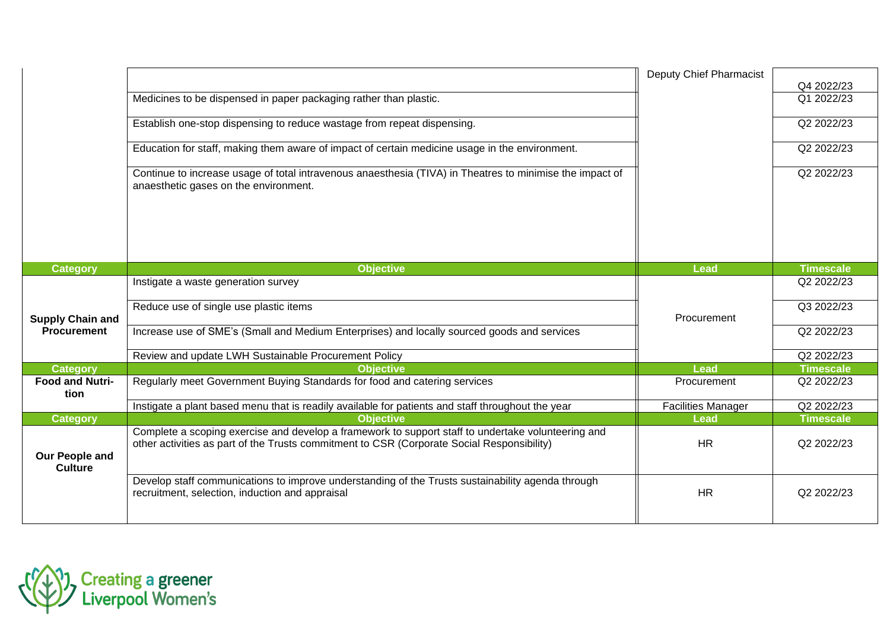| | | | |
|---|---|---|---|
| | | Deputy Chief Pharmacist | Q4 2022/23 |
| | Medicines to be dispensed in paper packaging rather than plastic. | | Q1 2022/23 |
| | Establish one-stop dispensing to reduce wastage from repeat dispensing. | | Q2 2022/23 |
| | Education for staff, making them aware of impact of certain medicine usage in the environment. | | Q2 2022/23 |
| | Continue to increase usage of total intravenous anaesthesia (TIVA) in Theatres to minimise the impact of anaesthetic gases on the environment. | | Q2 2022/23 |

| Category | Objective | Lead | Timescale |
|---|---|---|---|
| **Supply Chain and Procurement** | Instigate a waste generation survey | Procurement | Q2 2022/23 |
| | Reduce use of single use plastic items | | Q3 2022/23 |
| | Increase use of SME's (Small and Medium Enterprises) and locally sourced goods and services | | Q2 2022/23 |
| | Review and update LWH Sustainable Procurement Policy | | Q2 2022/23 |

| Category | Objective | Lead | Timescale |
|---|---|---|---|
| **Food and Nutrition** | Regularly meet Government Buying Standards for food and catering services | Procurement | Q2 2022/23 |
| | Instigate a plant based menu that is readily available for patients and staff throughout the year | Facilities Manager | Q2 2022/23 |

| Category | Objective | Lead | Timescale |
|---|---|---|---|
| **Our People and Culture** | Complete a scoping exercise and develop a framework to support staff to undertake volunteering and other activities as part of the Trusts commitment to CSR (Corporate Social Responsibility) | HR | Q2 2022/23 |
| | Develop staff communications to improve understanding of the Trusts sustainability agenda through recruitment, selection, induction and appraisal | HR | Q2 2022/23 |

Creating a greener Liverpool Women's